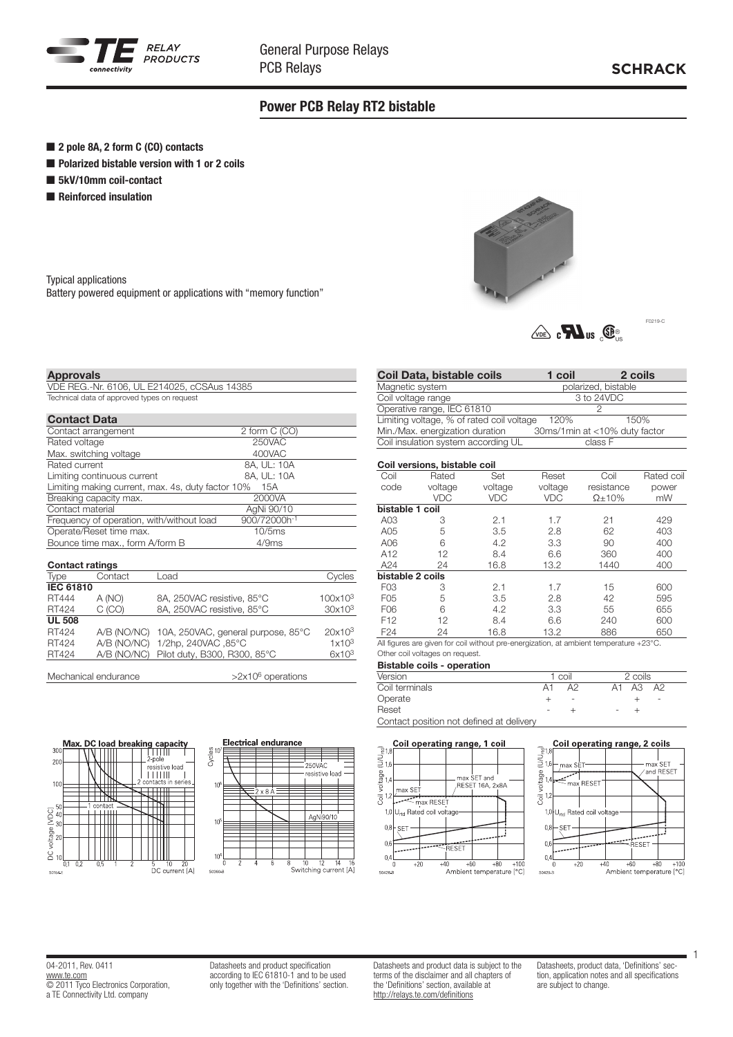# Power PCB Relay RT2 bistable

- **2 pole 8A, 2 form C (CO) contacts**
- **Polarized bistable version with 1 or 2 coils**
- **5kV/10mm coil-contact**
- **Reinforced insulation**

Typical applications
Battery powered equipment or applications with "memory function"

F0219-C

### Approvals

VDE REG.-Nr. 6106, UL E214025, cCSAus 14385
Technical data of approved types on request

### Contact Data

| Contact Data | |
|---|---|
| Contact arrangement | 2 form C (CO) |
| Rated voltage | 250VAC |
| Max. switching voltage | 400VAC |
| Rated current | 8A, UL: 10A |
| Limiting continuous current | 8A, UL: 10A |
| Limiting making current, max. 4s, duty factor 10% | 15A |
| Breaking capacity max. | 2000VA |
| Contact material | AgNi 90/10 |
| Frequency of operation, with/without load | 900/72000h$^{-1}$ |
| Operate/Reset time max. | 10/5ms |
| Bounce time max., form A/form B | 4/9ms |

### Contact ratings

| Type | Contact | Load | Cycles |
|---|---|---|---|
| **IEC 61810** | | | |
| RT444 | A (NO) | 8A, 250VAC resistive, 85°C | $100x10^3$ |
| RT424 | C (CO) | 8A, 250VAC resistive, 85°C | $30x10^3$ |
| **UL 508** | | | |
| RT424 | A/B (NO/NC) | 10A, 250VAC, general purpose, 85°C | $20x10^3$ |
| RT424 | A/B (NO/NC) | 1/2hp, 240VAC ,85°C | $1x10^3$ |
| RT424 | A/B (NO/NC) | Pilot duty, B300, R300, 85°C | $6x10^3$ |

Mechanical endurance >$2x10^6$ operations

### Coil Data, bistable coils

| Coil Data, bistable coils | 1 coil | 2 coils |
|---|---|---|
| Magnetic system | polarized, bistable | |
| Coil voltage range | 3 to 24VDC | |
| Operative range, IEC 61810 | 2 | |
| Limiting voltage, % of rated coil voltage | 120% | 150% |
| Min./Max. energization duration | 30ms/1min at <10% duty factor | |
| Coil insulation system according UL | class F | |

### Coil versions, bistable coil

| Coil code | Rated voltage VDC | Set voltage VDC | Reset voltage VDC | Coil resistance Ω±10% | Rated coil power mW |
|---|---|---|---|---|---|
| **bistable 1 coil** | | | | | |
| A03 | 3 | 2.1 | 1.7 | 21 | 429 |
| A05 | 5 | 3.5 | 2.8 | 62 | 403 |
| A06 | 6 | 4.2 | 3.3 | 90 | 400 |
| A12 | 12 | 8.4 | 6.6 | 360 | 400 |
| A24 | 24 | 16.8 | 13.2 | 1440 | 400 |
| **bistable 2 coils** | | | | | |
| F03 | 3 | 2.1 | 1.7 | 15 | 600 |
| F05 | 5 | 3.5 | 2.8 | 42 | 595 |
| F06 | 6 | 4.2 | 3.3 | 55 | 655 |
| F12 | 12 | 8.4 | 6.6 | 240 | 600 |
| F24 | 24 | 16.8 | 13.2 | 886 | 650 |

All figures are given for coil without pre-energization, at ambient temperature +23°C.
Other coil voltages on request.

### Bistable coils - operation

| Version | 1 coil | | 2 coils | | |
|---|---|---|---|---|---|
| Coil terminals | A1 | A2 | A1 | A3 | A2 |
| Operate | + | - | | + | - |
| Reset | - | + | - | + | |

Contact position not defined at delivery

**Max. DC load breaking capacity**

**Electrical endurance**

**Coil operating range, 1 coil**

**Coil operating range, 2 coils**

04-2011, Rev. 0411
www.te.com
© 2011 Tyco Electronics Corporation,
a TE Connectivity Ltd. company

Datasheets and product specification according to IEC 61810-1 and to be used only together with the 'Definitions' section.

Datasheets and product data is subject to the terms of the disclaimer and all chapters of the 'Definitions' section, available at http://relays.te.com/definitions

Datasheets, product data, 'Definitions' section, application notes and all specifications are subject to change.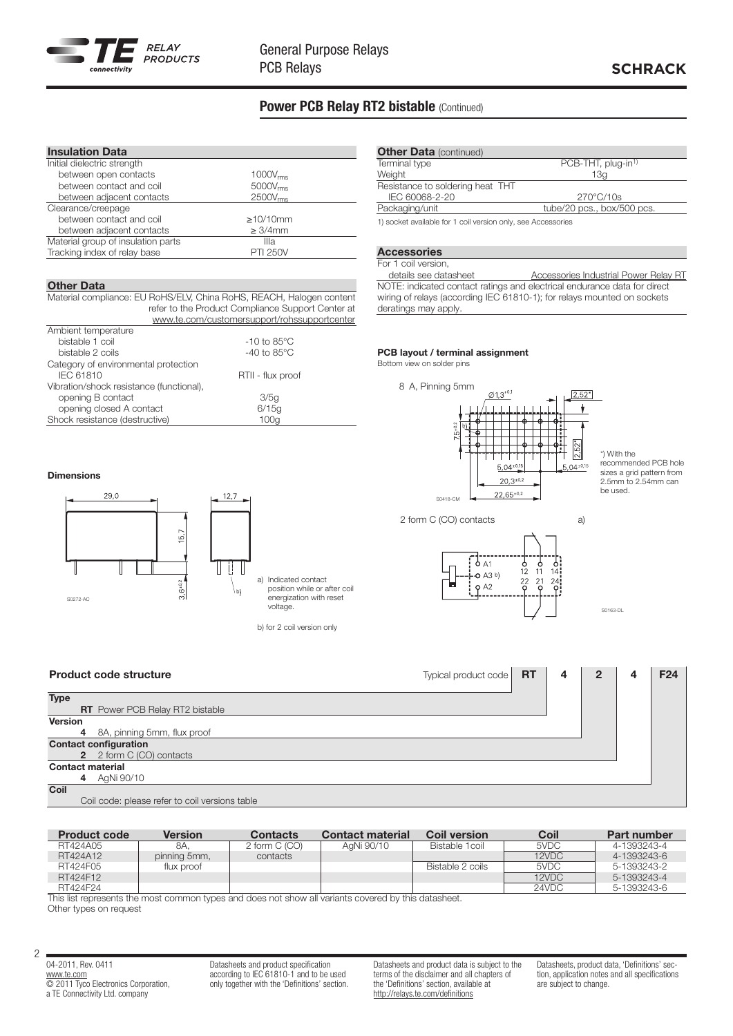## Power PCB Relay RT2 bistable (Continued)

### Insulation Data

| | |
|---|---|
| Initial dielectric strength | |
| between open contacts | $1000V_{rms}$ |
| between contact and coil | $5000V_{rms}$ |
| between adjacent contacts | $2500V_{rms}$ |
| Clearance/creepage | |
| between contact and coil | ≥10/10mm |
| between adjacent contacts | ≥ 3/4mm |
| Material group of insulation parts | IIIa |
| Tracking index of relay base | PTI 250V |

### Other Data

Material compliance: EU RoHS/ELV, China RoHS, REACH, Halogen content refer to the Product Compliance Support Center at www.te.com/customersupport/rohssupportcenter

| | |
|---|---|
| Ambient temperature | |
| bistable 1 coil | -10 to 85°C |
| bistable 2 coils | -40 to 85°C |
| Category of environmental protection | |
| IEC 61810 | RTII - flux proof |
| Vibration/shock resistance (functional), | |
| opening B contact | 3/5g |
| opening closed A contact | 6/15g |
| Shock resistance (destructive) | 100g |

### Other Data (continued)

| | |
|---|---|
| Terminal type | PCB-THT, plug-in[1] |
| Weight | 13g |
| Resistance to soldering heat THT | |
| IEC 60068-2-20 | 270°C/10s |
| Packaging/unit | tube/20 pcs., box/500 pcs. |

1) socket available for 1 coil version only, see Accessories

### Accessories

| | |
|---|---|
| For 1 coil version, | |
| details see datasheet | Accessories Industrial Power Relay RT |

NOTE: indicated contact ratings and electrical endurance data for direct wiring of relays (according IEC 61810-1); for relays mounted on sockets deratings may apply.

### Dimensions

29,0
15,7
3,6±0,2
12,7
S0272-AC

a) Indicated contact position while or after coil energization with reset voltage.

b) for 2 coil version only

### PCB layout / terminal assignment

Bottom view on solder pins

8 A, Pinning 5mm

Ø1,3+0,1
2,52*
7,5±0,2
5,04±0,15
5,04±0,15
20,3±0,2
22,65±0,2
S0418-CM

*) With the recommended PCB hole sizes a grid pattern from 2.5mm to 2.54mm can be used.

2 form C (CO) contacts a)

A1
A3 b)
A2
12 11 14
22 21 24
S0163-DL

### Product code structure

Typical product code: RT 4 2 4 F24

**Type**
**RT** Power PCB Relay RT2 bistable

**Version**
**4** 8A, pinning 5mm, flux proof

**Contact configuration**
**2** 2 form C (CO) contacts

**Contact material**
**4** AgNi 90/10

**Coil**
Coil code: please refer to coil versions table

| Product code | Version | Contacts | Contact material | Coil version | Coil | Part number |
|---|---|---|---|---|---|---|
| RT424A05 | 8A, | 2 form C (CO) | AgNi 90/10 | Bistable 1coil | 5VDC | 4-1393243-4 |
| RT424A12 | pinning 5mm, | contacts | | | 12VDC | 4-1393243-6 |
| RT424F05 | flux proof | | | Bistable 2 coils | 5VDC | 5-1393243-2 |
| RT424F12 | | | | | 12VDC | 5-1393243-4 |
| RT424F24 | | | | | 24VDC | 5-1393243-6 |

This list represents the most common types and does not show all variants covered by this datasheet.
Other types on request

04-2011, Rev. 0411
www.te.com
© 2011 Tyco Electronics Corporation, a TE Connectivity Ltd. company

Datasheets and product specification according to IEC 61810-1 and to be used only together with the 'Definitions' section.

Datasheets and product data is subject to the terms of the disclaimer and all chapters of the 'Definitions' section, available at http://relays.te.com/definitions

Datasheets, product data, 'Definitions' section, application notes and all specifications are subject to change.